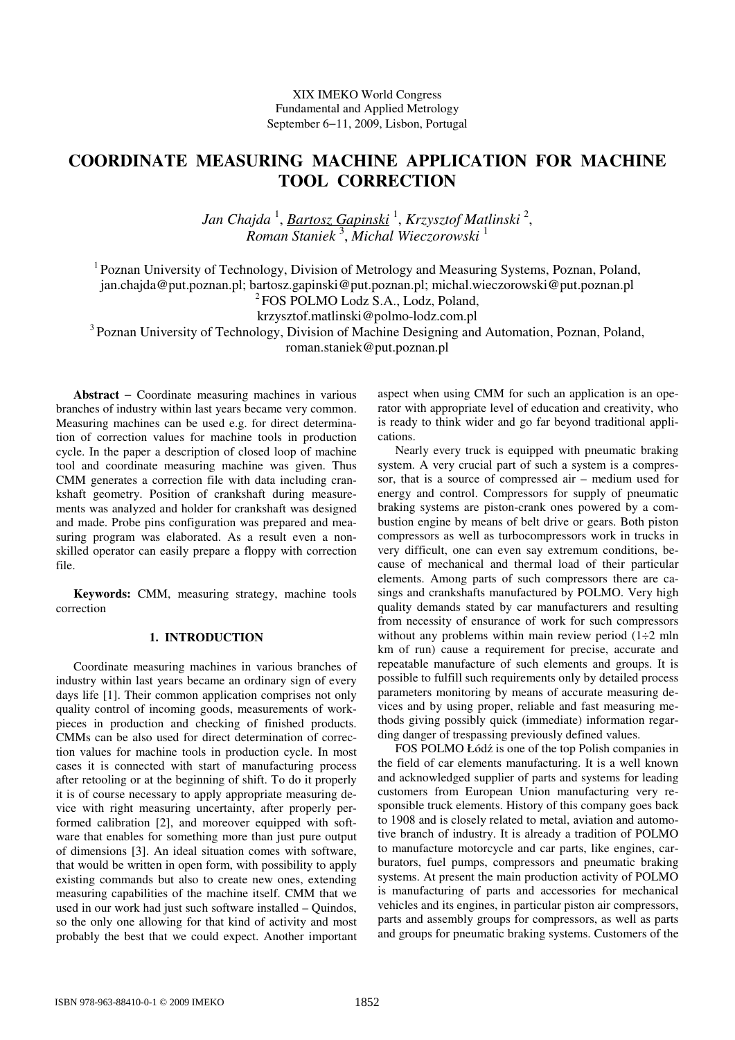XIX IMEKO World Congress
Fundamental and Applied Metrology
September 6−11, 2009, Lisbon, Portugal

# COORDINATE MEASURING MACHINE APPLICATION FOR MACHINE TOOL CORRECTION

*Jan Chajda* [1], *Bartosz Gapinski* [1], *Krzysztof Matlinski* [2], *Roman Staniek* [3], *Michal Wieczorowski* [1]

[1] Poznan University of Technology, Division of Metrology and Measuring Systems, Poznan, Poland, jan.chajda@put.poznan.pl; bartosz.gapinski@put.poznan.pl; michal.wieczorowski@put.poznan.pl
[2] FOS POLMO Lodz S.A., Lodz, Poland, krzysztof.matlinski@polmo-lodz.com.pl
[3] Poznan University of Technology, Division of Machine Designing and Automation, Poznan, Poland, roman.staniek@put.poznan.pl

**Abstract** − Coordinate measuring machines in various branches of industry within last years became very common. Measuring machines can be used e.g. for direct determination of correction values for machine tools in production cycle. In the paper a description of closed loop of machine tool and coordinate measuring machine was given. Thus CMM generates a correction file with data including crankshaft geometry. Position of crankshaft during measurements was analyzed and holder for crankshaft was designed and made. Probe pins configuration was prepared and measuring program was elaborated. As a result even a non-skilled operator can easily prepare a floppy with correction file.

**Keywords:** CMM, measuring strategy, machine tools correction

## 1. INTRODUCTION

Coordinate measuring machines in various branches of industry within last years became an ordinary sign of every days life [1]. Their common application comprises not only quality control of incoming goods, measurements of workpieces in production and checking of finished products. CMMs can be also used for direct determination of correction values for machine tools in production cycle. In most cases it is connected with start of manufacturing process after retooling or at the beginning of shift. To do it properly it is of course necessary to apply appropriate measuring device with right measuring uncertainty, after properly performed calibration [2], and moreover equipped with software that enables for something more than just pure output of dimensions [3]. An ideal situation comes with software, that would be written in open form, with possibility to apply existing commands but also to create new ones, extending measuring capabilities of the machine itself. CMM that we used in our work had just such software installed – Quindos, so the only one allowing for that kind of activity and most probably the best that we could expect. Another important aspect when using CMM for such an application is an operator with appropriate level of education and creativity, who is ready to think wider and go far beyond traditional applications.

Nearly every truck is equipped with pneumatic braking system. A very crucial part of such a system is a compressor, that is a source of compressed air – medium used for energy and control. Compressors for supply of pneumatic braking systems are piston-crank ones powered by a combustion engine by means of belt drive or gears. Both piston compressors as well as turbocompressors work in trucks in very difficult, one can even say extremum conditions, because of mechanical and thermal load of their particular elements. Among parts of such compressors there are casings and crankshafts manufactured by POLMO. Very high quality demands stated by car manufacturers and resulting from necessity of ensurance of work for such compressors without any problems within main review period (1÷2 mln km of run) cause a requirement for precise, accurate and repeatable manufacture of such elements and groups. It is possible to fulfill such requirements only by detailed process parameters monitoring by means of accurate measuring devices and by using proper, reliable and fast measuring methods giving possibly quick (immediate) information regarding danger of trespassing previously defined values.

FOS POLMO Łódź is one of the top Polish companies in the field of car elements manufacturing. It is a well known and acknowledged supplier of parts and systems for leading customers from European Union manufacturing very responsible truck elements. History of this company goes back to 1908 and is closely related to metal, aviation and automotive branch of industry. It is already a tradition of POLMO to manufacture motorcycle and car parts, like engines, carburators, fuel pumps, compressors and pneumatic braking systems. At present the main production activity of POLMO is manufacturing of parts and accessories for mechanical vehicles and its engines, in particular piston air compressors, parts and assembly groups for compressors, as well as parts and groups for pneumatic braking systems. Customers of the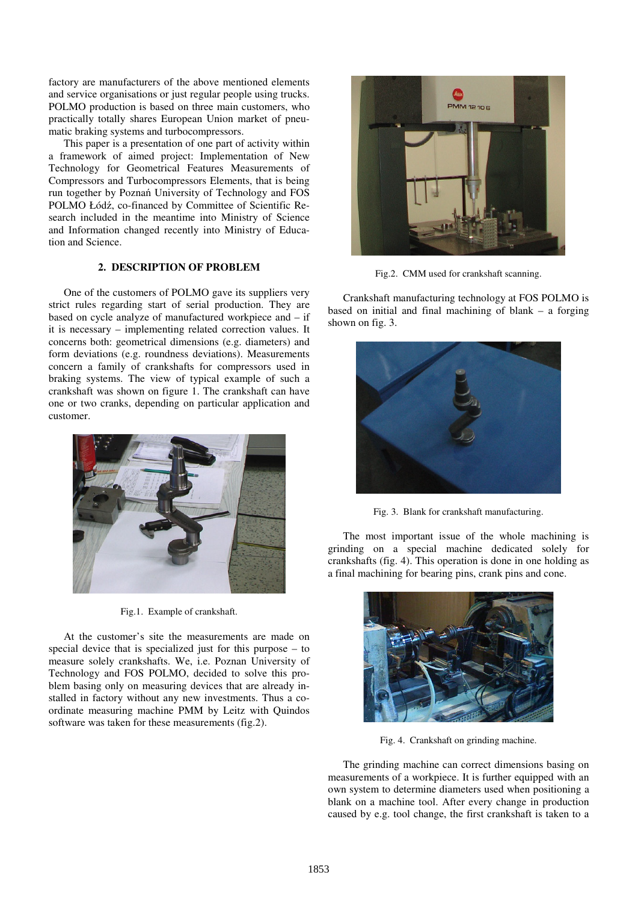factory are manufacturers of the above mentioned elements and service organisations or just regular people using trucks. POLMO production is based on three main customers, who practically totally shares European Union market of pneumatic braking systems and turbocompressors.

This paper is a presentation of one part of activity within a framework of aimed project: Implementation of New Technology for Geometrical Features Measurements of Compressors and Turbocompressors Elements, that is being run together by Poznań University of Technology and FOS POLMO Łódź, co-financed by Committee of Scientific Research included in the meantime into Ministry of Science and Information changed recently into Ministry of Education and Science.

## 2. DESCRIPTION OF PROBLEM

One of the customers of POLMO gave its suppliers very strict rules regarding start of serial production. They are based on cycle analyze of manufactured workpiece and – if it is necessary – implementing related correction values. It concerns both: geometrical dimensions (e.g. diameters) and form deviations (e.g. roundness deviations). Measurements concern a family of crankshafts for compressors used in braking systems. The view of typical example of such a crankshaft was shown on figure 1. The crankshaft can have one or two cranks, depending on particular application and customer.

Fig.1. Example of crankshaft.

At the customer's site the measurements are made on special device that is specialized just for this purpose – to measure solely crankshafts. We, i.e. Poznan University of Technology and FOS POLMO, decided to solve this problem basing only on measuring devices that are already installed in factory without any new investments. Thus a coordinate measuring machine PMM by Leitz with Quindos software was taken for these measurements (fig.2).

Fig.2. CMM used for crankshaft scanning.

Crankshaft manufacturing technology at FOS POLMO is based on initial and final machining of blank – a forging shown on fig. 3.

Fig. 3. Blank for crankshaft manufacturing.

The most important issue of the whole machining is grinding on a special machine dedicated solely for crankshafts (fig. 4). This operation is done in one holding as a final machining for bearing pins, crank pins and cone.

Fig. 4. Crankshaft on grinding machine.

The grinding machine can correct dimensions basing on measurements of a workpiece. It is further equipped with an own system to determine diameters used when positioning a blank on a machine tool. After every change in production caused by e.g. tool change, the first crankshaft is taken to a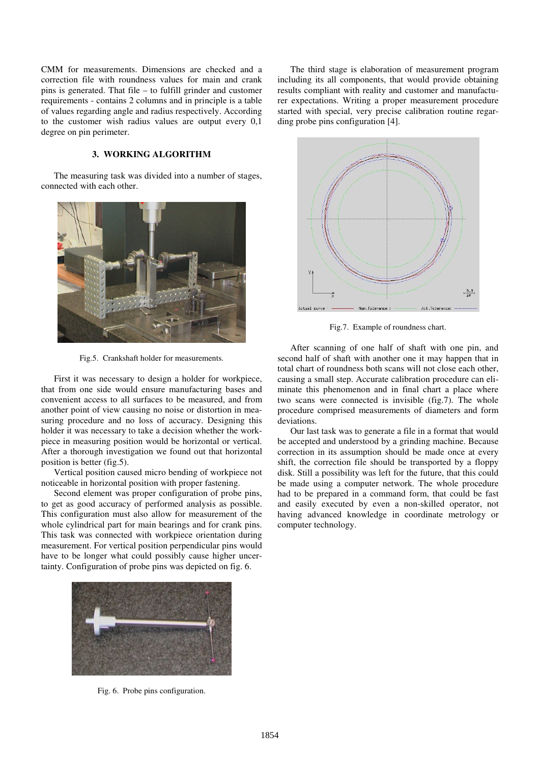CMM for measurements. Dimensions are checked and a correction file with roundness values for main and crank pins is generated. That file – to fulfill grinder and customer requirements - contains 2 columns and in principle is a table of values regarding angle and radius respectively. According to the customer wish radius values are output every 0,1 degree on pin perimeter.

## 3. WORKING ALGORITHM

The measuring task was divided into a number of stages, connected with each other.

Fig.5. Crankshaft holder for measurements.

First it was necessary to design a holder for workpiece, that from one side would ensure manufacturing bases and convenient access to all surfaces to be measured, and from another point of view causing no noise or distortion in measuring procedure and no loss of accuracy. Designing this holder it was necessary to take a decision whether the workpiece in measuring position would be horizontal or vertical. After a thorough investigation we found out that horizontal position is better (fig.5).

Vertical position caused micro bending of workpiece not noticeable in horizontal position with proper fastening.

Second element was proper configuration of probe pins, to get as good accuracy of performed analysis as possible. This configuration must also allow for measurement of the whole cylindrical part for main bearings and for crank pins. This task was connected with workpiece orientation during measurement. For vertical position perpendicular pins would have to be longer what could possibly cause higher uncertainty. Configuration of probe pins was depicted on fig. 6.

Fig. 6. Probe pins configuration.

The third stage is elaboration of measurement program including its all components, that would provide obtaining results compliant with reality and customer and manufacturer expectations. Writing a proper measurement procedure started with special, very precise calibration routine regarding probe pins configuration [4].

Fig.7. Example of roundness chart.

After scanning of one half of shaft with one pin, and second half of shaft with another one it may happen that in total chart of roundness both scans will not close each other, causing a small step. Accurate calibration procedure can eliminate this phenomenon and in final chart a place where two scans were connected is invisible (fig.7). The whole procedure comprised measurements of diameters and form deviations.

Our last task was to generate a file in a format that would be accepted and understood by a grinding machine. Because correction in its assumption should be made once at every shift, the correction file should be transported by a floppy disk. Still a possibility was left for the future, that this could be made using a computer network. The whole procedure had to be prepared in a command form, that could be fast and easily executed by even a non-skilled operator, not having advanced knowledge in coordinate metrology or computer technology.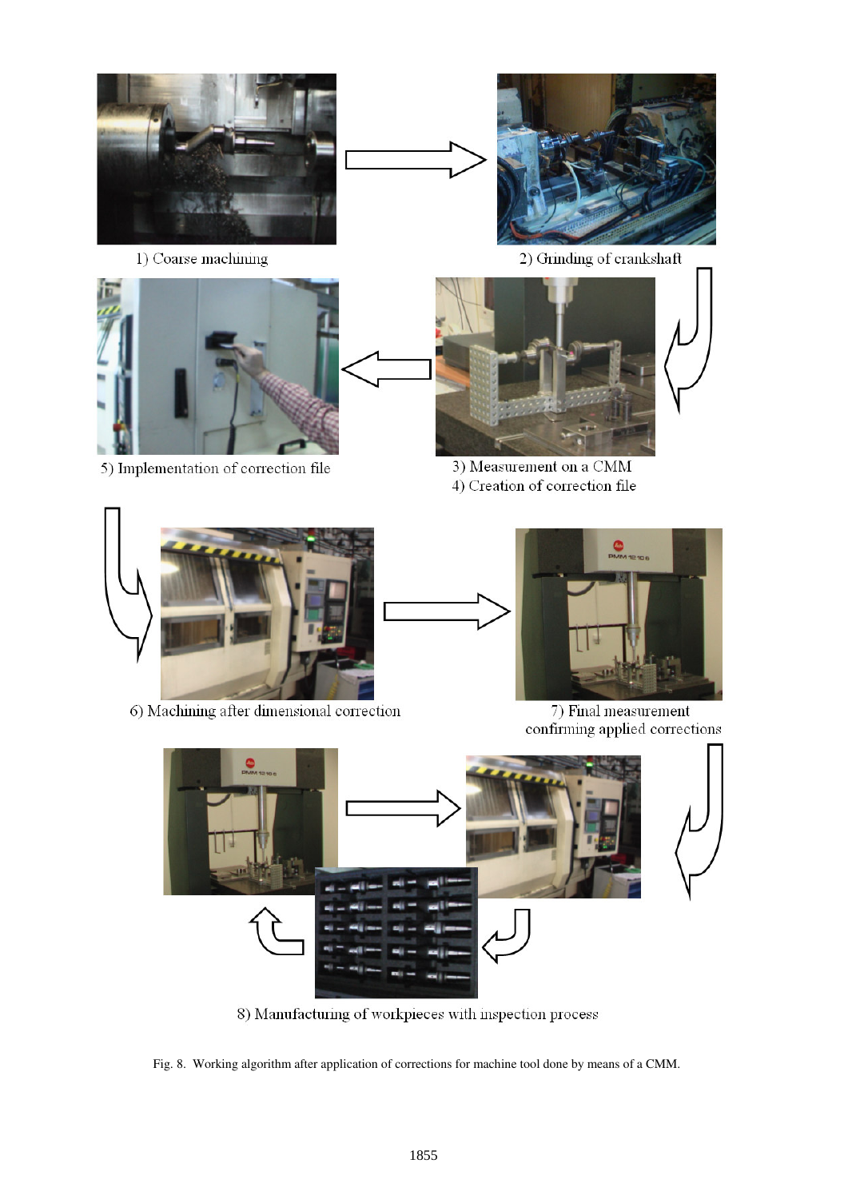1) Coarse machining

2) Grinding of crankshaft

5) Implementation of correction file

3) Measurement on a CMM
4) Creation of correction file

6) Machining after dimensional correction

7) Final measurement confirming applied corrections

8) Manufacturing of workpieces with inspection process

Fig. 8. Working algorithm after application of corrections for machine tool done by means of a CMM.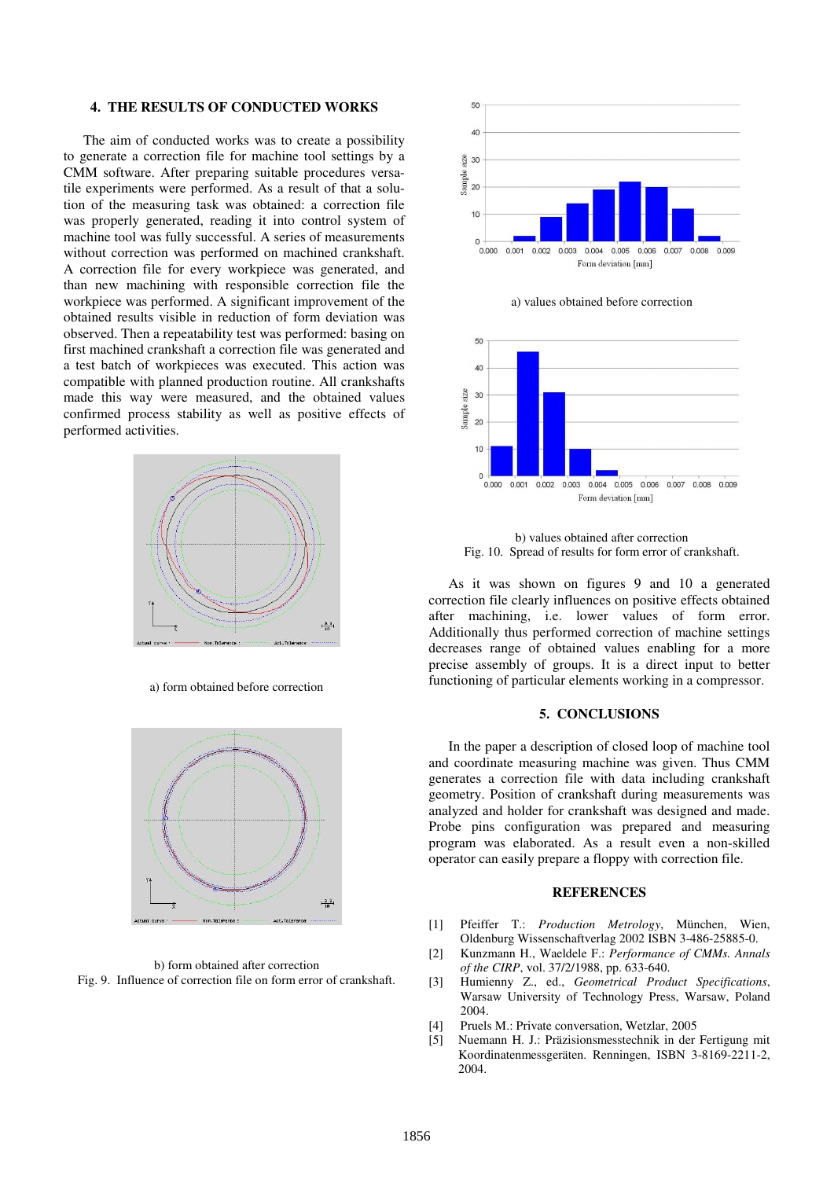## 4. THE RESULTS OF CONDUCTED WORKS

The aim of conducted works was to create a possibility to generate a correction file for machine tool settings by a CMM software. After preparing suitable procedures versatile experiments were performed. As a result of that a solution of the measuring task was obtained: a correction file was properly generated, reading it into control system of machine tool was fully successful. A series of measurements without correction was performed on machined crankshaft. A correction file for every workpiece was generated, and than new machining with responsible correction file the workpiece was performed. A significant improvement of the obtained results visible in reduction of form deviation was observed. Then a repeatability test was performed: basing on first machined crankshaft a correction file was generated and a test batch of workpieces was executed. This action was compatible with planned production routine. All crankshafts made this way were measured, and the obtained values confirmed process stability as well as positive effects of performed activities.

Actual curve : Non.Tolerance : Act.Tolerance

a) form obtained before correction

Actual curve : Non.Tolerance : Act.Tolerance

b) form obtained after correction

Fig. 9. Influence of correction file on form error of crankshaft.

Sample size

0 10 20 30 40 50

0.000 0.001 0.002 0.003 0.004 0.005 0.006 0.007 0.008 0.009

Form deviation [mm]

a) values obtained before correction

Sample size

0 10 20 30 40 50

0.000 0.001 0.002 0.003 0.004 0.005 0.006 0.007 0.008 0.009

Form deviation [mm]

b) values obtained after correction

Fig. 10. Spread of results for form error of crankshaft.

As it was shown on figures 9 and 10 a generated correction file clearly influences on positive effects obtained after machining, i.e. lower values of form error. Additionally thus performed correction of machine settings decreases range of obtained values enabling for a more precise assembly of groups. It is a direct input to better functioning of particular elements working in a compressor.

## 5. CONCLUSIONS

In the paper a description of closed loop of machine tool and coordinate measuring machine was given. Thus CMM generates a correction file with data including crankshaft geometry. Position of crankshaft during measurements was analyzed and holder for crankshaft was designed and made. Probe pins configuration was prepared and measuring program was elaborated. As a result even a non-skilled operator can easily prepare a floppy with correction file.

## REFERENCES

[1] Pfeiffer T.: *Production Metrology*, München, Wien, Oldenburg Wissenschaftverlag 2002 ISBN 3-486-25885-0.

[2] Kunzmann H., Waeldele F.: *Performance of CMMs. Annals of the CIRP*, vol. 37/2/1988, pp. 633-640.

[3] Humienny Z., ed., *Geometrical Product Specifications*, Warsaw University of Technology Press, Warsaw, Poland 2004.

[4] Pruels M.: Private conversation, Wetzlar, 2005

[5] Nuemann H. J.: Präzisionsmesstechnik in der Fertigung mit Koordinatenmessgeräten. Renningen, ISBN 3-8169-2211-2, 2004.